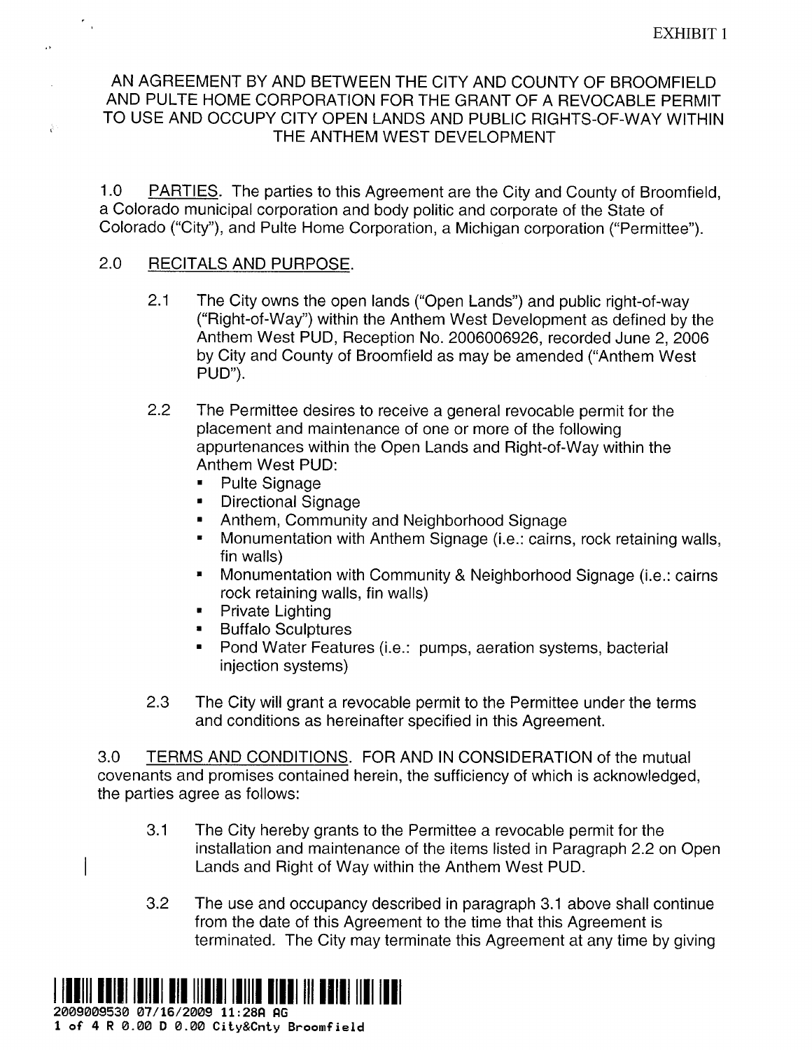EXHIBIT 1

# AN AGREEMENT BY AND BETWEEN THE CITY AND COUNTY OF BROOMFIELD AND PULTE HOME CORPORATION FOR THE GRANT OF A REVOCABLE PERMIT TO USE AND OCCUPY CITY OPEN LANDS AND PUBLIC RIGHTS-OF-WAY WITHIN THE ANTHEM WEST DEVELOPMENT

1.0 PARTIES. The parties to this Agreement are the City and County of Broomfield, a Colorado municipal corporation and body politic and corporate of the State of Colorado ("City"), and Pulte Home Corporation, a Michigan corporation ("Permittee").

2.0 RECITALS AND PURPOSE.

2.1 The City owns the open lands ("Open Lands") and public right-of-way ("Right-of-Way") within the Anthem West Development as defined by the Anthem West PUD, Reception No. 2006006926, recorded June 2, 2006 by City and County of Broomfield as may be amended ("Anthem West PUD").

2.2 The Permittee desires to receive a general revocable permit for the placement and maintenance of one or more of the following appurtenances within the Open Lands and Right-of-Way within the Anthem West PUD:

- Pulte Signage
- Directional Signage
- Anthem, Community and Neighborhood Signage
- Monumentation with Anthem Signage (i.e.: cairns, rock retaining walls, fin walls)
- Monumentation with Community & Neighborhood Signage (i.e.: cairns rock retaining walls, fin walls)
- Private Lighting
- Buffalo Sculptures
- Pond Water Features (i.e.: pumps, aeration systems, bacterial injection systems)

2.3 The City will grant a revocable permit to the Permittee under the terms and conditions as hereinafter specified in this Agreement.

3.0 TERMS AND CONDITIONS. FOR AND IN CONSIDERATION of the mutual covenants and promises contained herein, the sufficiency of which is acknowledged, the parties agree as follows:

3.1 The City hereby grants to the Permittee a revocable permit for the installation and maintenance of the items listed in Paragraph 2.2 on Open Lands and Right of Way within the Anthem West PUD.

3.2 The use and occupancy described in paragraph 3.1 above shall continue from the date of this Agreement to the time that this Agreement is terminated. The City may terminate this Agreement at any time by giving

2009009530 07/16/2009 11:28A AG
1 of 4 R 0.00 D 0.00 City&Cnty Broomfield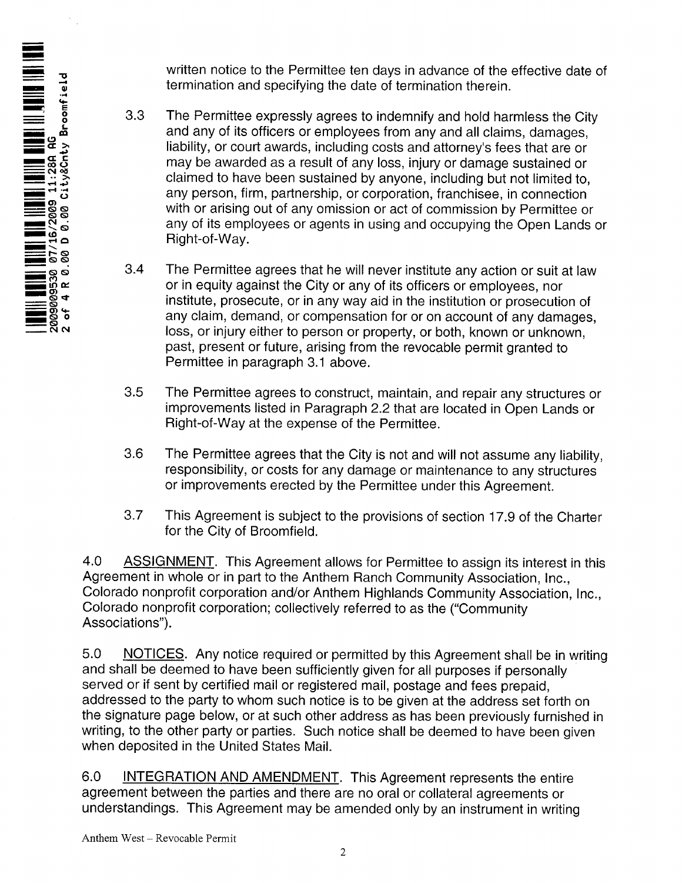written notice to the Permittee ten days in advance of the effective date of termination and specifying the date of termination therein.

3.3 The Permittee expressly agrees to indemnify and hold harmless the City and any of its officers or employees from any and all claims, damages, liability, or court awards, including costs and attorney's fees that are or may be awarded as a result of any loss, injury or damage sustained or claimed to have been sustained by anyone, including but not limited to, any person, firm, partnership, or corporation, franchisee, in connection with or arising out of any omission or act of commission by Permittee or any of its employees or agents in using and occupying the Open Lands or Right-of-Way.

3.4 The Permittee agrees that he will never institute any action or suit at law or in equity against the City or any of its officers or employees, nor institute, prosecute, or in any way aid in the institution or prosecution of any claim, demand, or compensation for or on account of any damages, loss, or injury either to person or property, or both, known or unknown, past, present or future, arising from the revocable permit granted to Permittee in paragraph 3.1 above.

3.5 The Permittee agrees to construct, maintain, and repair any structures or improvements listed in Paragraph 2.2 that are located in Open Lands or Right-of-Way at the expense of the Permittee.

3.6 The Permittee agrees that the City is not and will not assume any liability, responsibility, or costs for any damage or maintenance to any structures or improvements erected by the Permittee under this Agreement.

3.7 This Agreement is subject to the provisions of section 17.9 of the Charter for the City of Broomfield.

4.0 <u>ASSIGNMENT</u>. This Agreement allows for Permittee to assign its interest in this Agreement in whole or in part to the Anthem Ranch Community Association, Inc., Colorado nonprofit corporation and/or Anthem Highlands Community Association, Inc., Colorado nonprofit corporation; collectively referred to as the ("Community Associations").

5.0 <u>NOTICES</u>. Any notice required or permitted by this Agreement shall be in writing and shall be deemed to have been sufficiently given for all purposes if personally served or if sent by certified mail or registered mail, postage and fees prepaid, addressed to the party to whom such notice is to be given at the address set forth on the signature page below, or at such other address as has been previously furnished in writing, to the other party or parties. Such notice shall be deemed to have been given when deposited in the United States Mail.

6.0 <u>INTEGRATION AND AMENDMENT</u>. This Agreement represents the entire agreement between the parties and there are no oral or collateral agreements or understandings. This Agreement may be amended only by an instrument in writing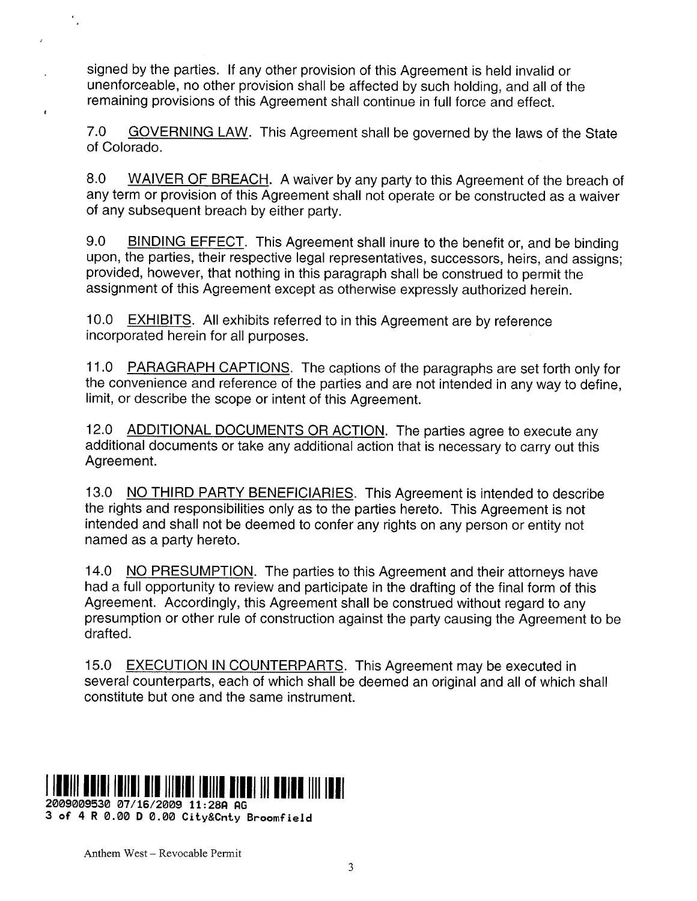signed by the parties. If any other provision of this Agreement is held invalid or unenforceable, no other provision shall be affected by such holding, and all of the remaining provisions of this Agreement shall continue in full force and effect.

7.0 GOVERNING LAW. This Agreement shall be governed by the laws of the State of Colorado.

8.0 WAIVER OF BREACH. A waiver by any party to this Agreement of the breach of any term or provision of this Agreement shall not operate or be constructed as a waiver of any subsequent breach by either party.

9.0 BINDING EFFECT. This Agreement shall inure to the benefit or, and be binding upon, the parties, their respective legal representatives, successors, heirs, and assigns; provided, however, that nothing in this paragraph shall be construed to permit the assignment of this Agreement except as otherwise expressly authorized herein.

10.0 EXHIBITS. All exhibits referred to in this Agreement are by reference incorporated herein for all purposes.

11.0 PARAGRAPH CAPTIONS. The captions of the paragraphs are set forth only for the convenience and reference of the parties and are not intended in any way to define, limit, or describe the scope or intent of this Agreement.

12.0 ADDITIONAL DOCUMENTS OR ACTION. The parties agree to execute any additional documents or take any additional action that is necessary to carry out this Agreement.

13.0 NO THIRD PARTY BENEFICIARIES. This Agreement is intended to describe the rights and responsibilities only as to the parties hereto. This Agreement is not intended and shall not be deemed to confer any rights on any person or entity not named as a party hereto.

14.0 NO PRESUMPTION. The parties to this Agreement and their attorneys have had a full opportunity to review and participate in the drafting of the final form of this Agreement. Accordingly, this Agreement shall be construed without regard to any presumption or other rule of construction against the party causing the Agreement to be drafted.

15.0 EXECUTION IN COUNTERPARTS. This Agreement may be executed in several counterparts, each of which shall be deemed an original and all of which shall constitute but one and the same instrument.

2009009530 07/16/2009 11:28A AG
3 of 4 R 0.00 D 0.00 City&Cnty Broomfield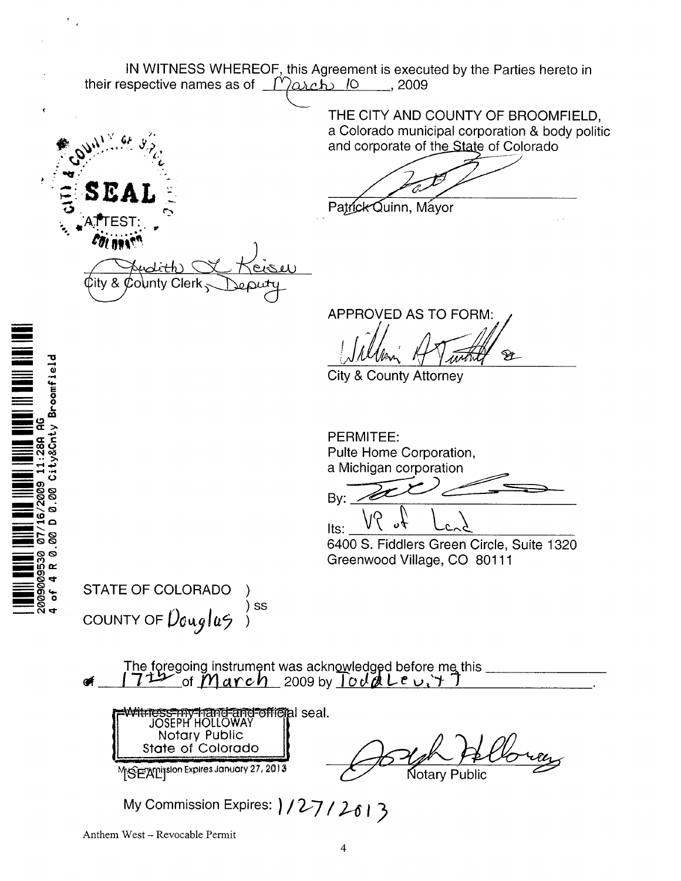IN WITNESS WHEREOF, this Agreement is executed by the Parties hereto in their respective names as of March 10, 2009

THE CITY AND COUNTY OF BROOMFIELD,
a Colorado municipal corporation & body politic and corporate of the State of Colorado

Patrick Quinn, Mayor

SEAL

ATTEST:

Judith L Keiser
City & County Clerk, Deputy

APPROVED AS TO FORM:

City & County Attorney

PERMITEE:
Pulte Home Corporation,
a Michigan corporation

By:

Its: VP of Land

6400 S. Fiddlers Green Circle, Suite 1320
Greenwood Village, CO 80111

2009009530 07/16/2009 11:28A AG
4 of 4 R 0.00 D 0.00 City&Cnty Broomfield

STATE OF COLORADO )
) ss
COUNTY OF Douglas )

The foregoing instrument was acknowledged before me this 17th of March 2009 by Todd Levitt.

Witness my hand and official seal.

JOSEPH HOLLOWAY
Notary Public
State of Colorado
My Commission Expires January 27, 2013

[SEAL]

Notary Public

My Commission Expires: 1/27/2013

Anthem West – Revocable Permit